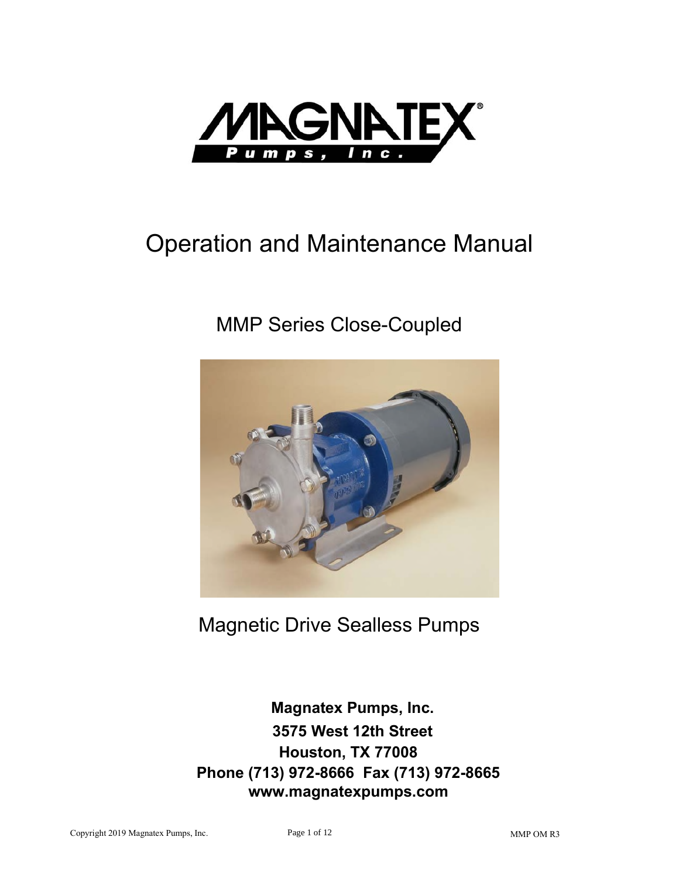# MAGNATEX Pumps, Inc.

## Operation and Maintenance Manual

### MMP Series Close-Coupled

### Magnetic Drive Sealless Pumps

**Magnatex Pumps, Inc.**
**3575 West 12th Street**
**Houston, TX 77008**
**Phone (713) 972-8666 Fax (713) 972-8665**
**www.magnatexpumps.com**

Copyright 2019 Magnatex Pumps, Inc.

MMP OM R3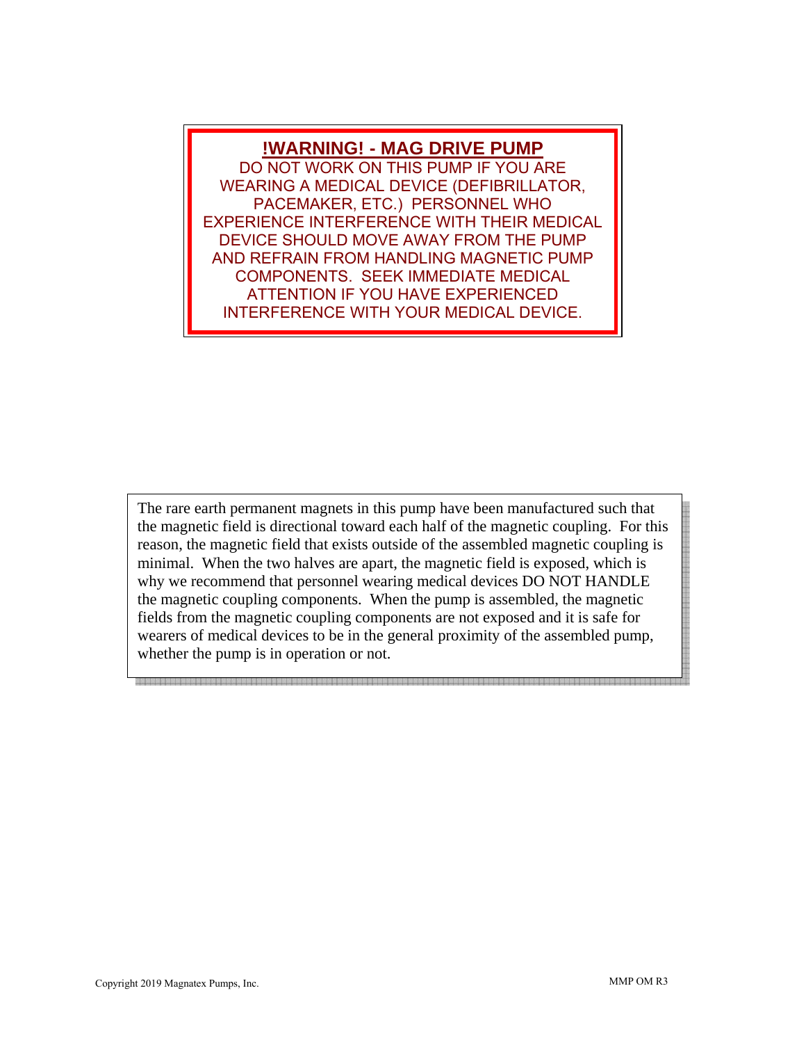**!WARNING! - MAG DRIVE PUMP**

DO NOT WORK ON THIS PUMP IF YOU ARE WEARING A MEDICAL DEVICE (DEFIBRILLATOR, PACEMAKER, ETC.) PERSONNEL WHO EXPERIENCE INTERFERENCE WITH THEIR MEDICAL DEVICE SHOULD MOVE AWAY FROM THE PUMP AND REFRAIN FROM HANDLING MAGNETIC PUMP COMPONENTS. SEEK IMMEDIATE MEDICAL ATTENTION IF YOU HAVE EXPERIENCED INTERFERENCE WITH YOUR MEDICAL DEVICE.

The rare earth permanent magnets in this pump have been manufactured such that the magnetic field is directional toward each half of the magnetic coupling. For this reason, the magnetic field that exists outside of the assembled magnetic coupling is minimal. When the two halves are apart, the magnetic field is exposed, which is why we recommend that personnel wearing medical devices DO NOT HANDLE the magnetic coupling components. When the pump is assembled, the magnetic fields from the magnetic coupling components are not exposed and it is safe for wearers of medical devices to be in the general proximity of the assembled pump, whether the pump is in operation or not.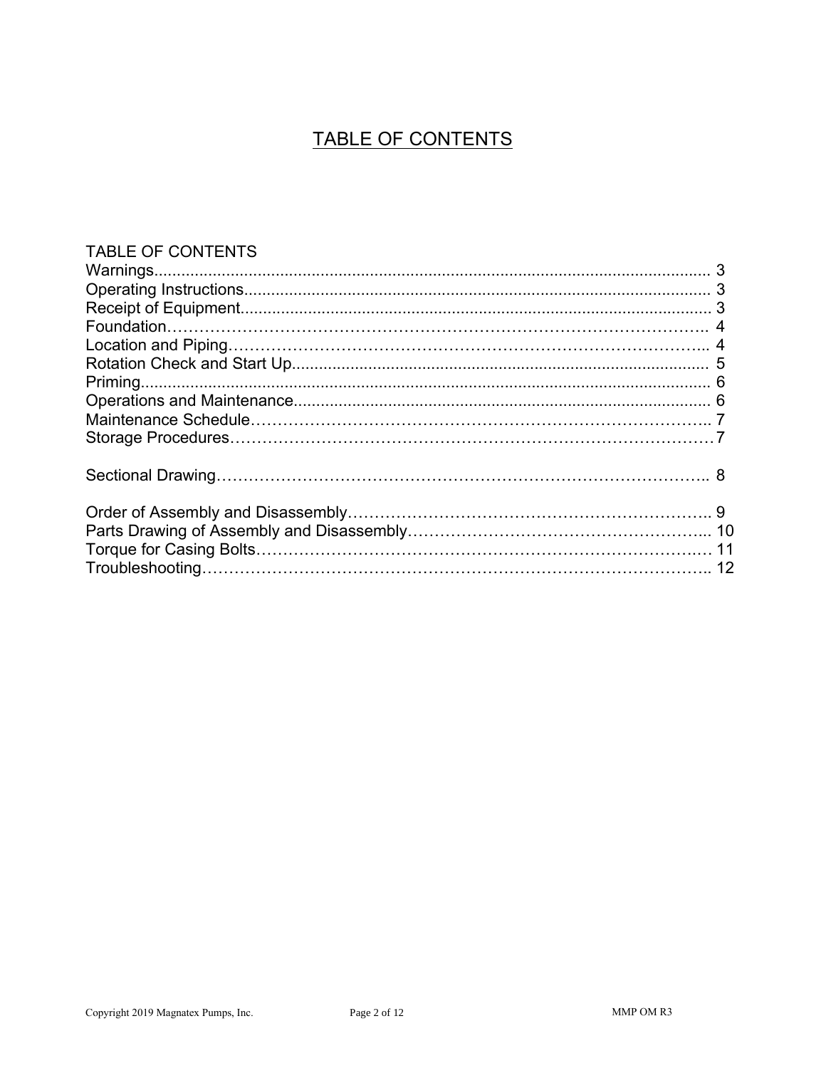# TABLE OF CONTENTS

TABLE OF CONTENTS

Warnings........................................................................................................................ 3
Operating Instructions.................................................................................................. 3
Receipt of Equipment................................................................................................... 3
Foundation…………………………………………………………………………………….. 4
Location and Piping…………………………………………………………………………... 4
Rotation Check and Start Up.......................................................................................... 5
Priming........................................................................................................................... 6
Operations and Maintenance.......................................................................................... 6
Maintenance Schedule……………………………………………………………………….. 7
Storage Procedures…………………………………………………………………………7

Sectional Drawing…………………………………………………………………………….. 8

Order of Assembly and Disassembly………………………………………………………….. 9
Parts Drawing of Assembly and Disassembly………………………………………………... 10
Torque for Casing Bolts………………………………………………………………….… 11
Troubleshooting……………………………………………………………………………….. 12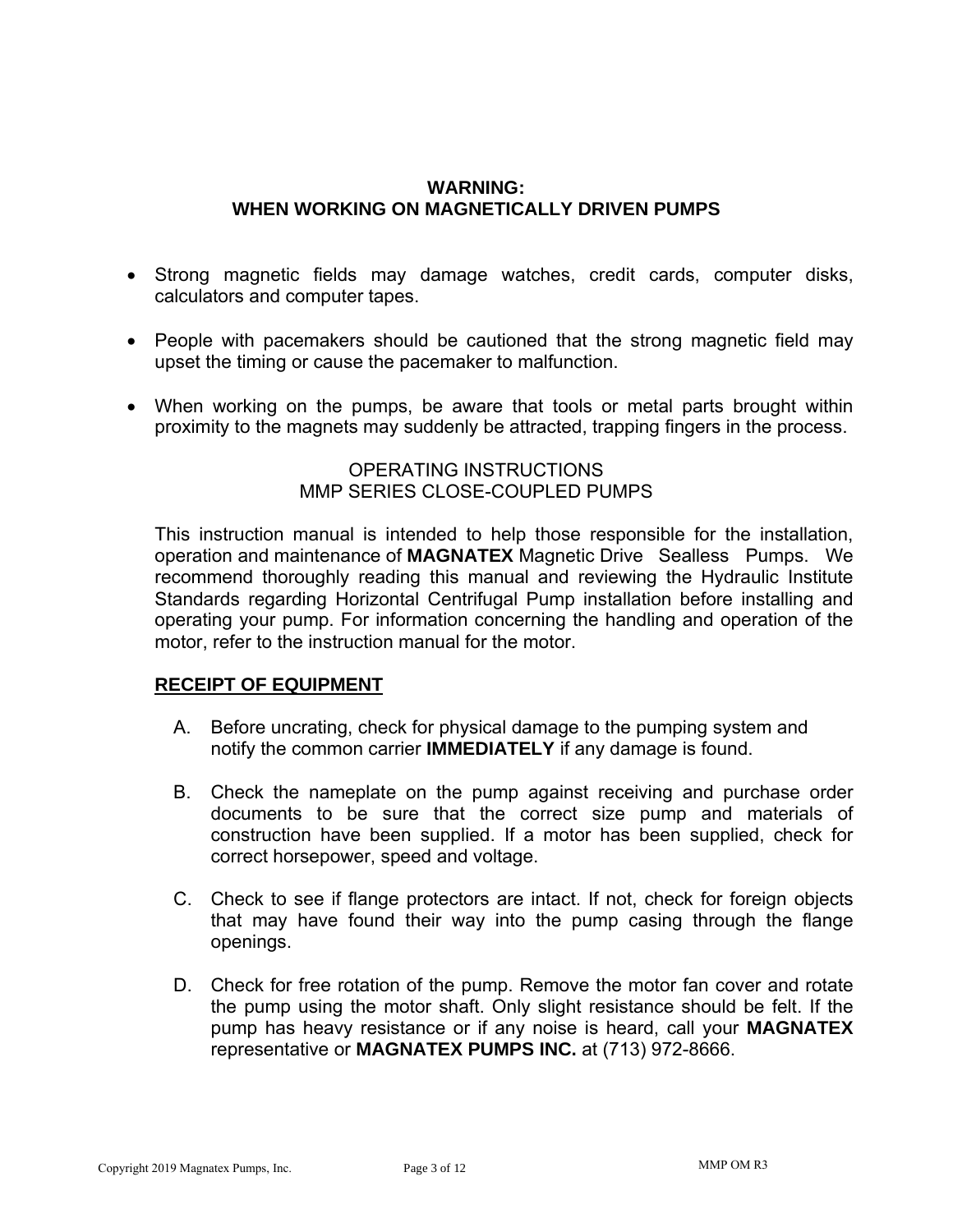**WARNING:**
**WHEN WORKING ON MAGNETICALLY DRIVEN PUMPS**

- Strong magnetic fields may damage watches, credit cards, computer disks, calculators and computer tapes.
- People with pacemakers should be cautioned that the strong magnetic field may upset the timing or cause the pacemaker to malfunction.
- When working on the pumps, be aware that tools or metal parts brought within proximity to the magnets may suddenly be attracted, trapping fingers in the process.

OPERATING INSTRUCTIONS
MMP SERIES CLOSE-COUPLED PUMPS

This instruction manual is intended to help those responsible for the installation, operation and maintenance of **MAGNATEX** Magnetic Drive Sealless Pumps. We recommend thoroughly reading this manual and reviewing the Hydraulic Institute Standards regarding Horizontal Centrifugal Pump installation before installing and operating your pump. For information concerning the handling and operation of the motor, refer to the instruction manual for the motor.

## RECEIPT OF EQUIPMENT

A. Before uncrating, check for physical damage to the pumping system and notify the common carrier **IMMEDIATELY** if any damage is found.

B. Check the nameplate on the pump against receiving and purchase order documents to be sure that the correct size pump and materials of construction have been supplied. If a motor has been supplied, check for correct horsepower, speed and voltage.

C. Check to see if flange protectors are intact. If not, check for foreign objects that may have found their way into the pump casing through the flange openings.

D. Check for free rotation of the pump. Remove the motor fan cover and rotate the pump using the motor shaft. Only slight resistance should be felt. If the pump has heavy resistance or if any noise is heard, call your **MAGNATEX** representative or **MAGNATEX PUMPS INC.** at (713) 972-8666.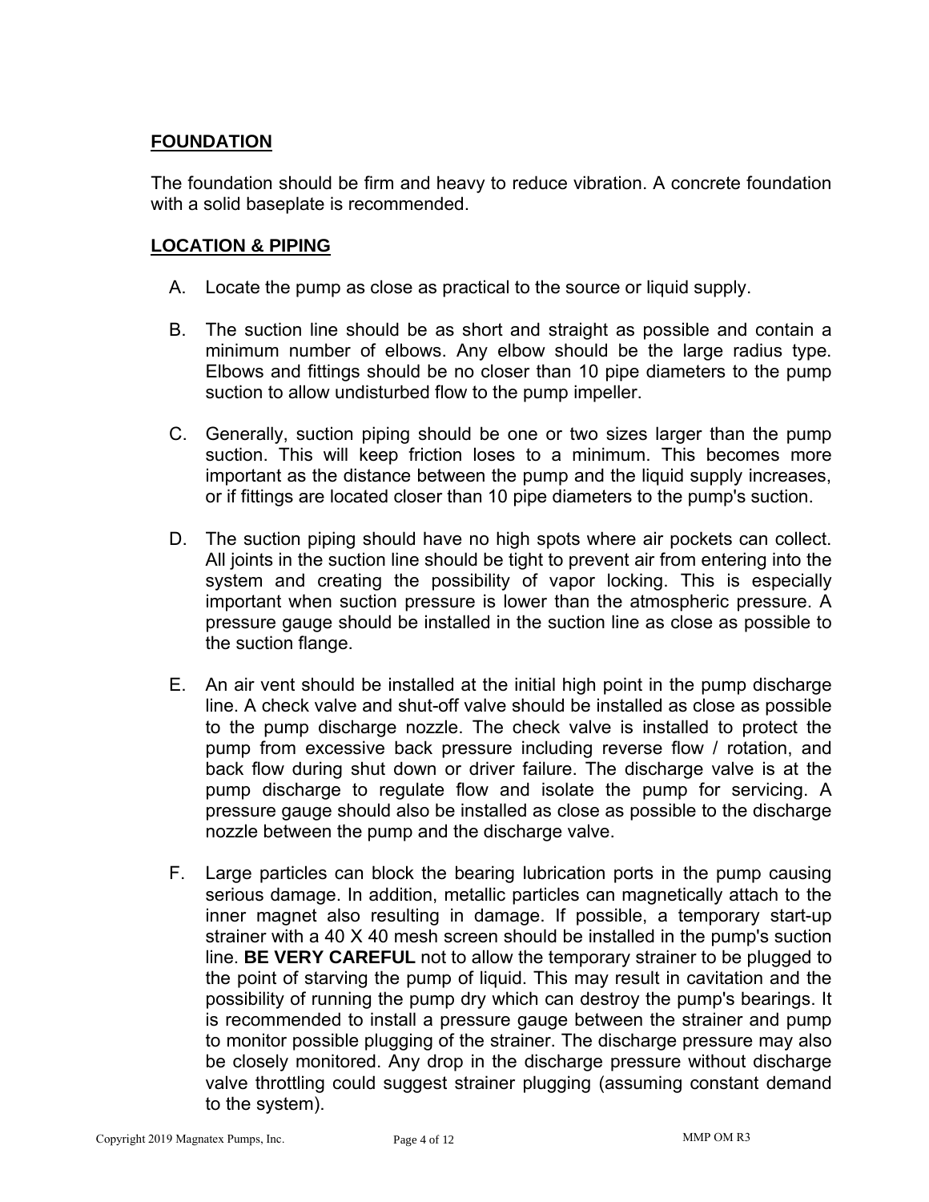## FOUNDATION

The foundation should be firm and heavy to reduce vibration. A concrete foundation with a solid baseplate is recommended.

## LOCATION & PIPING

A. Locate the pump as close as practical to the source or liquid supply.

B. The suction line should be as short and straight as possible and contain a minimum number of elbows. Any elbow should be the large radius type. Elbows and fittings should be no closer than 10 pipe diameters to the pump suction to allow undisturbed flow to the pump impeller.

C. Generally, suction piping should be one or two sizes larger than the pump suction. This will keep friction loses to a minimum. This becomes more important as the distance between the pump and the liquid supply increases, or if fittings are located closer than 10 pipe diameters to the pump's suction.

D. The suction piping should have no high spots where air pockets can collect. All joints in the suction line should be tight to prevent air from entering into the system and creating the possibility of vapor locking. This is especially important when suction pressure is lower than the atmospheric pressure. A pressure gauge should be installed in the suction line as close as possible to the suction flange.

E. An air vent should be installed at the initial high point in the pump discharge line. A check valve and shut-off valve should be installed as close as possible to the pump discharge nozzle. The check valve is installed to protect the pump from excessive back pressure including reverse flow / rotation, and back flow during shut down or driver failure. The discharge valve is at the pump discharge to regulate flow and isolate the pump for servicing. A pressure gauge should also be installed as close as possible to the discharge nozzle between the pump and the discharge valve.

F. Large particles can block the bearing lubrication ports in the pump causing serious damage. In addition, metallic particles can magnetically attach to the inner magnet also resulting in damage. If possible, a temporary start-up strainer with a 40 X 40 mesh screen should be installed in the pump's suction line. **BE VERY CAREFUL** not to allow the temporary strainer to be plugged to the point of starving the pump of liquid. This may result in cavitation and the possibility of running the pump dry which can destroy the pump's bearings. It is recommended to install a pressure gauge between the strainer and pump to monitor possible plugging of the strainer. The discharge pressure may also be closely monitored. Any drop in the discharge pressure without discharge valve throttling could suggest strainer plugging (assuming constant demand to the system).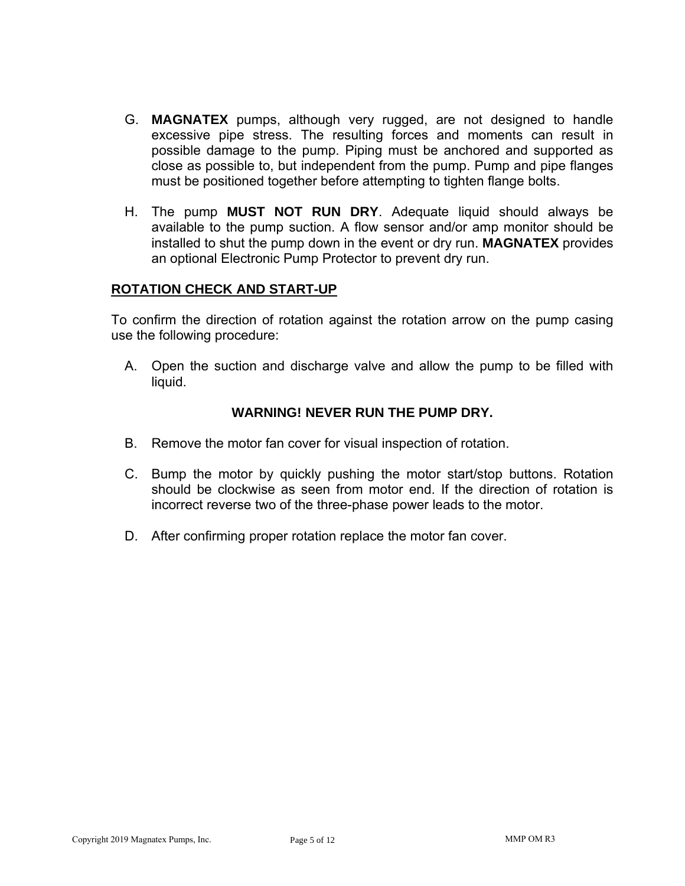G. **MAGNATEX** pumps, although very rugged, are not designed to handle excessive pipe stress. The resulting forces and moments can result in possible damage to the pump. Piping must be anchored and supported as close as possible to, but independent from the pump. Pump and pipe flanges must be positioned together before attempting to tighten flange bolts.

H. The pump **MUST NOT RUN DRY**. Adequate liquid should always be available to the pump suction. A flow sensor and/or amp monitor should be installed to shut the pump down in the event or dry run. **MAGNATEX** provides an optional Electronic Pump Protector to prevent dry run.

## ROTATION CHECK AND START-UP

To confirm the direction of rotation against the rotation arrow on the pump casing use the following procedure:

A. Open the suction and discharge valve and allow the pump to be filled with liquid.

**WARNING! NEVER RUN THE PUMP DRY.**

B. Remove the motor fan cover for visual inspection of rotation.

C. Bump the motor by quickly pushing the motor start/stop buttons. Rotation should be clockwise as seen from motor end. If the direction of rotation is incorrect reverse two of the three-phase power leads to the motor.

D. After confirming proper rotation replace the motor fan cover.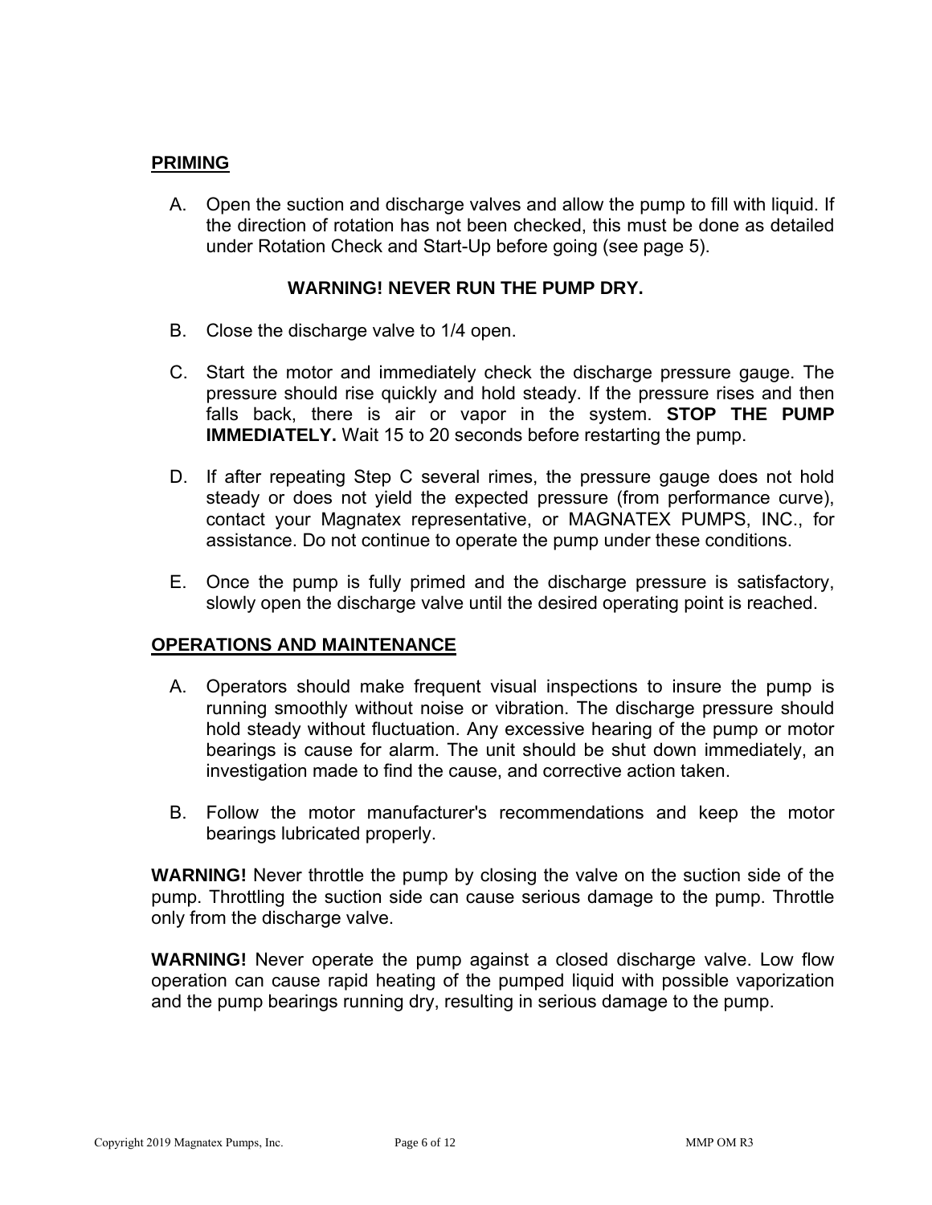## PRIMING

A. Open the suction and discharge valves and allow the pump to fill with liquid. If the direction of rotation has not been checked, this must be done as detailed under Rotation Check and Start-Up before going (see page 5).

**WARNING! NEVER RUN THE PUMP DRY.**

B. Close the discharge valve to 1/4 open.

C. Start the motor and immediately check the discharge pressure gauge. The pressure should rise quickly and hold steady. If the pressure rises and then falls back, there is air or vapor in the system. **STOP THE PUMP IMMEDIATELY.** Wait 15 to 20 seconds before restarting the pump.

D. If after repeating Step C several rimes, the pressure gauge does not hold steady or does not yield the expected pressure (from performance curve), contact your Magnatex representative, or MAGNATEX PUMPS, INC., for assistance. Do not continue to operate the pump under these conditions.

E. Once the pump is fully primed and the discharge pressure is satisfactory, slowly open the discharge valve until the desired operating point is reached.

## OPERATIONS AND MAINTENANCE

A. Operators should make frequent visual inspections to insure the pump is running smoothly without noise or vibration. The discharge pressure should hold steady without fluctuation. Any excessive hearing of the pump or motor bearings is cause for alarm. The unit should be shut down immediately, an investigation made to find the cause, and corrective action taken.

B. Follow the motor manufacturer's recommendations and keep the motor bearings lubricated properly.

**WARNING!** Never throttle the pump by closing the valve on the suction side of the pump. Throttling the suction side can cause serious damage to the pump. Throttle only from the discharge valve.

**WARNING!** Never operate the pump against a closed discharge valve. Low flow operation can cause rapid heating of the pumped liquid with possible vaporization and the pump bearings running dry, resulting in serious damage to the pump.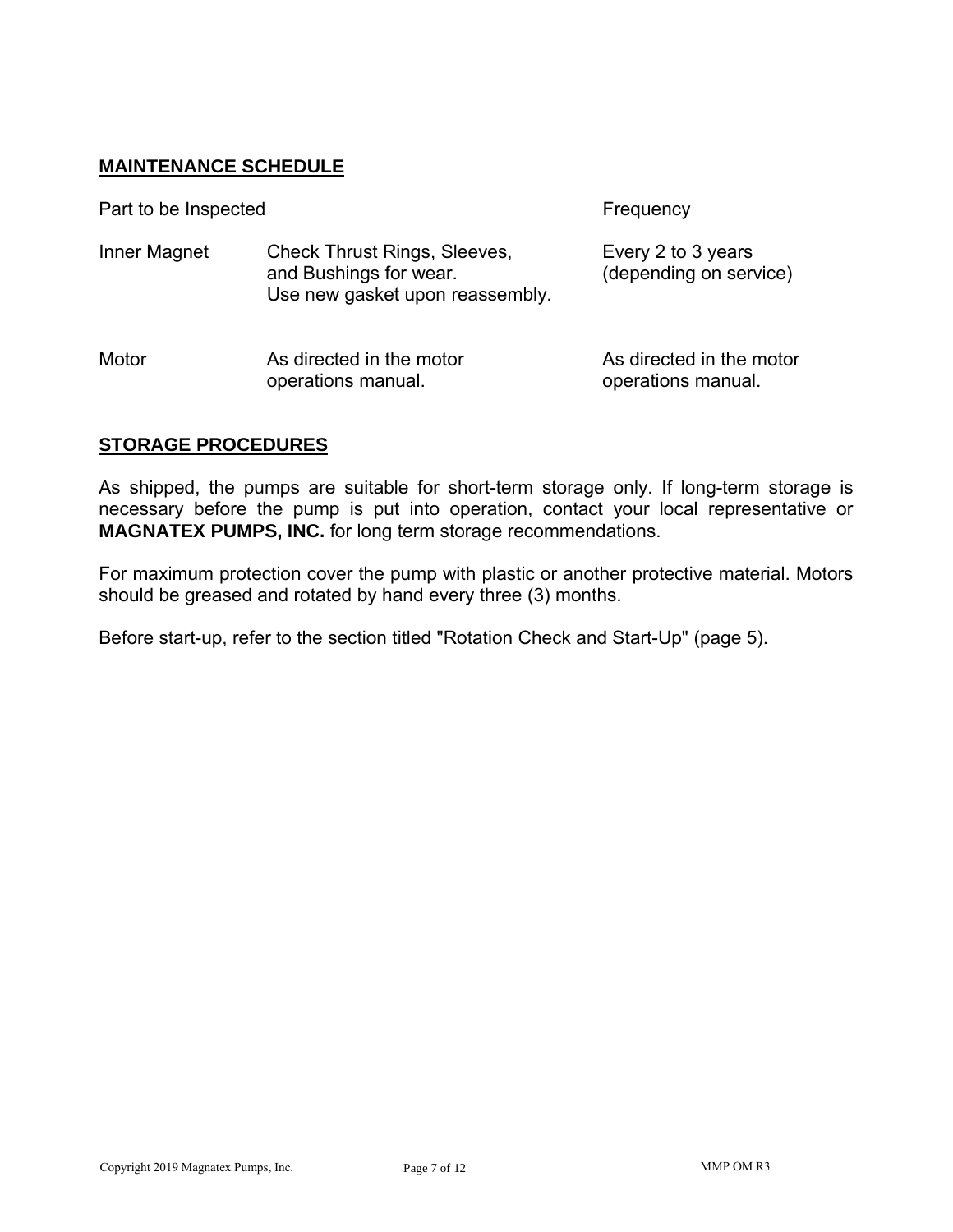## MAINTENANCE SCHEDULE

| Part to be Inspected | | Frequency |
|---|---|---|
| Inner Magnet | Check Thrust Rings, Sleeves, and Bushings for wear. Use new gasket upon reassembly. | Every 2 to 3 years (depending on service) |
| Motor | As directed in the motor operations manual. | As directed in the motor operations manual. |

## STORAGE PROCEDURES

As shipped, the pumps are suitable for short-term storage only. If long-term storage is necessary before the pump is put into operation, contact your local representative or **MAGNATEX PUMPS, INC.** for long term storage recommendations.

For maximum protection cover the pump with plastic or another protective material. Motors should be greased and rotated by hand every three (3) months.

Before start-up, refer to the section titled "Rotation Check and Start-Up" (page 5).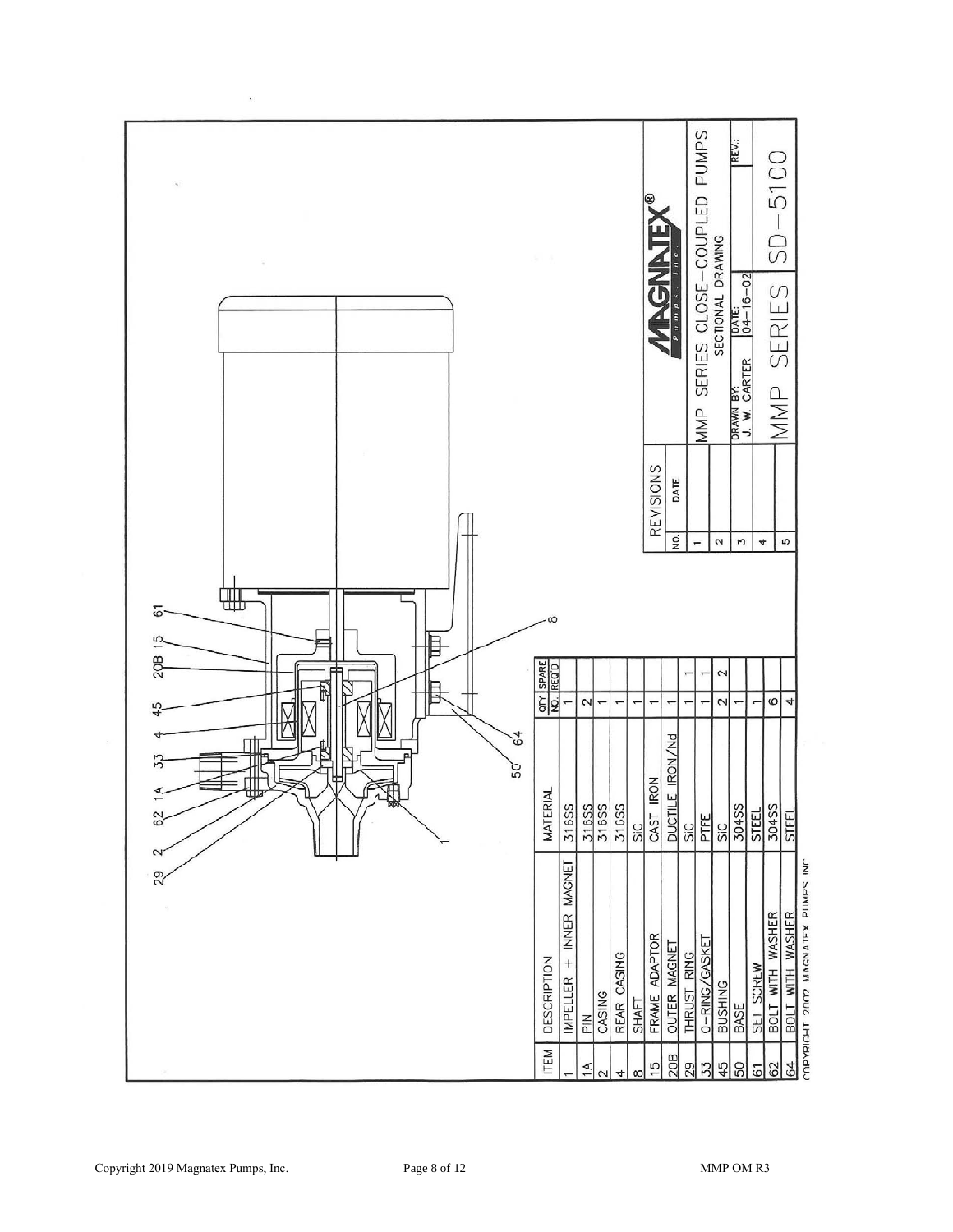| ITEM | DESCRIPTION | MATERIAL | QTY NO. | SPARE REQ'D |
|---|---|---|---|---|
| 1 | IMPELLER + INNER MAGNET | 316SS | 1 | |
| 1A | PIN | 316SS | 2 | |
| 2 | CASING | 316SS | 1 | |
| 4 | REAR CASING | 316SS | 1 | |
| 8 | SHAFT | SiC | 1 | |
| 15 | FRAME ADAPTOR | CAST IRON | 1 | |
| 20B | OUTER MAGNET | DUCTILE IRON/Nd | 1 | |
| 29 | THRUST RING | SiC | 1 | 1 |
| 33 | O-RING/GASKET | PTFE | 1 | 1 |
| 45 | BUSHING | SiC | 2 | 2 |
| 50 | BASE | 304SS | 1 | |
| 61 | SET SCREW | STEEL | 1 | |
| 62 | BOLT WITH WASHER | 304SS | 6 | |
| 64 | BOLT WITH WASHER | STEEL | 4 | |

COPYRIGHT 2002 MAGNATEX PUMPS INC

| REVISIONS | |
|---|---|
| NO. | DATE |
| 1 | |
| 2 | |
| 3 | |
| 4 | |
| 5 | |

MAGNATEX® Pumps, Inc.

MMP SERIES CLOSE-COUPLED PUMPS
SECTIONAL DRAWING

DRAWN BY: J. W. CARTER | DATE: 04-16-02 | REV.:

MMP SERIES SD-5100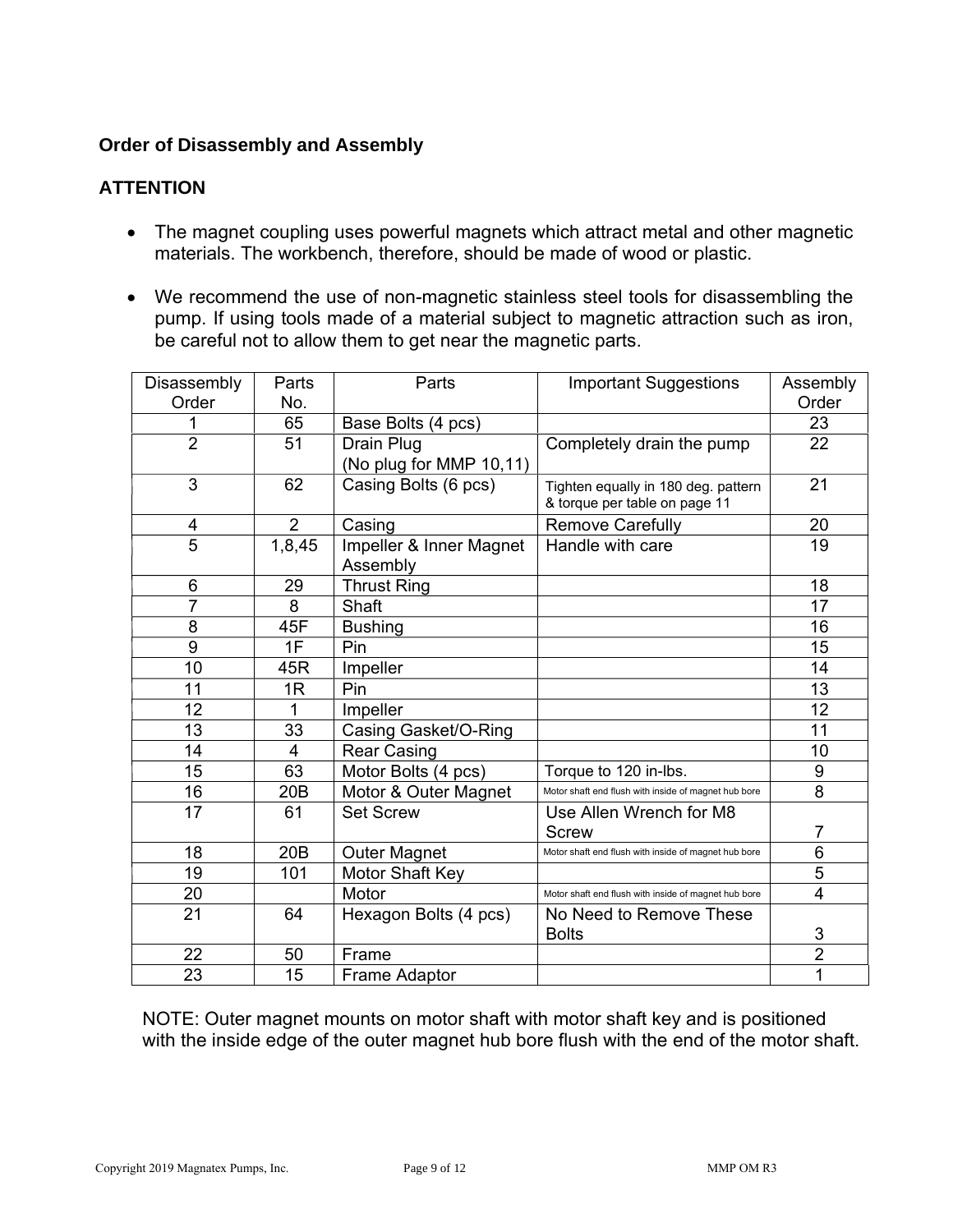**Order of Disassembly and Assembly**

**ATTENTION**

- The magnet coupling uses powerful magnets which attract metal and other magnetic materials. The workbench, therefore, should be made of wood or plastic.
- We recommend the use of non-magnetic stainless steel tools for disassembling the pump. If using tools made of a material subject to magnetic attraction such as iron, be careful not to allow them to get near the magnetic parts.

| Disassembly Order | Parts No. | Parts | Important Suggestions | Assembly Order |
|---|---|---|---|---|
| 1 | 65 | Base Bolts (4 pcs) | | 23 |
| 2 | 51 | Drain Plug (No plug for MMP 10,11) | Completely drain the pump | 22 |
| 3 | 62 | Casing Bolts (6 pcs) | Tighten equally in 180 deg. pattern & torque per table on page 11 | 21 |
| 4 | 2 | Casing | Remove Carefully | 20 |
| 5 | 1,8,45 | Impeller & Inner Magnet Assembly | Handle with care | 19 |
| 6 | 29 | Thrust Ring | | 18 |
| 7 | 8 | Shaft | | 17 |
| 8 | 45F | Bushing | | 16 |
| 9 | 1F | Pin | | 15 |
| 10 | 45R | Impeller | | 14 |
| 11 | 1R | Pin | | 13 |
| 12 | 1 | Impeller | | 12 |
| 13 | 33 | Casing Gasket/O-Ring | | 11 |
| 14 | 4 | Rear Casing | | 10 |
| 15 | 63 | Motor Bolts (4 pcs) | Torque to 120 in-lbs. | 9 |
| 16 | 20B | Motor & Outer Magnet | Motor shaft end flush with inside of magnet hub bore | 8 |
| 17 | 61 | Set Screw | Use Allen Wrench for M8 Screw | 7 |
| 18 | 20B | Outer Magnet | Motor shaft end flush with inside of magnet hub bore | 6 |
| 19 | 101 | Motor Shaft Key | | 5 |
| 20 | | Motor | Motor shaft end flush with inside of magnet hub bore | 4 |
| 21 | 64 | Hexagon Bolts (4 pcs) | No Need to Remove These Bolts | 3 |
| 22 | 50 | Frame | | 2 |
| 23 | 15 | Frame Adaptor | | 1 |

NOTE: Outer magnet mounts on motor shaft with motor shaft key and is positioned with the inside edge of the outer magnet hub bore flush with the end of the motor shaft.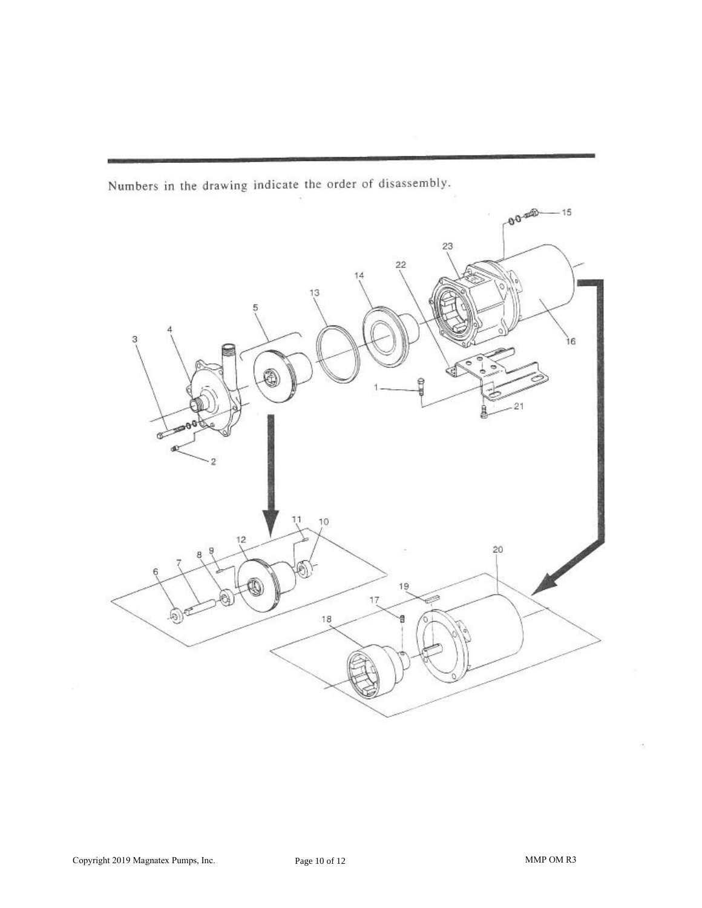Numbers in the drawing indicate the order of disassembly.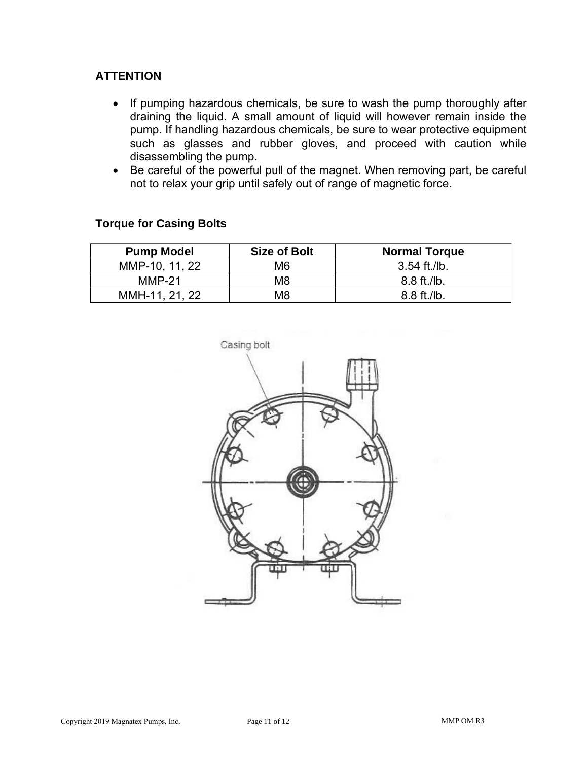**ATTENTION**

- If pumping hazardous chemicals, be sure to wash the pump thoroughly after draining the liquid. A small amount of liquid will however remain inside the pump. If handling hazardous chemicals, be sure to wear protective equipment such as glasses and rubber gloves, and proceed with caution while disassembling the pump.
- Be careful of the powerful pull of the magnet. When removing part, be careful not to relax your grip until safely out of range of magnetic force.

**Torque for Casing Bolts**

| Pump Model | Size of Bolt | Normal Torque |
|---|---|---|
| MMP-10, 11, 22 | M6 | 3.54 ft./lb. |
| MMP-21 | M8 | 8.8 ft./lb. |
| MMH-11, 21, 22 | M8 | 8.8 ft./lb. |

Casing bolt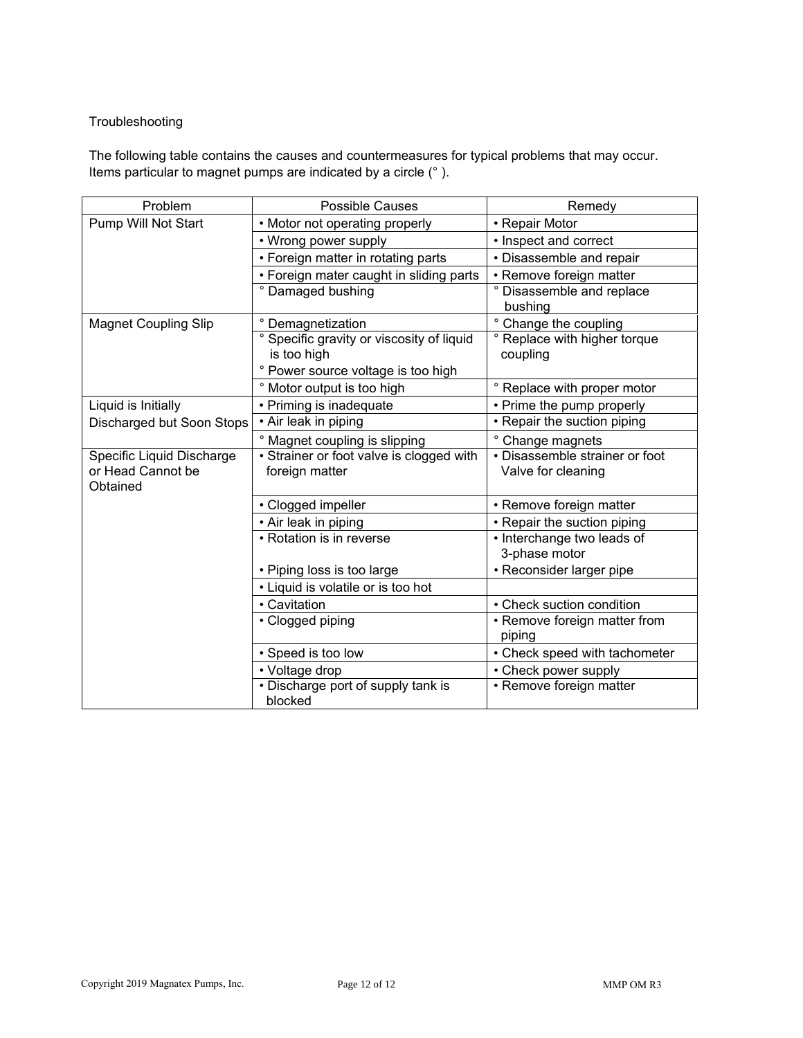Troubleshooting

The following table contains the causes and countermeasures for typical problems that may occur. Items particular to magnet pumps are indicated by a circle (° ).

| Problem | Possible Causes | Remedy |
|---|---|---|
| Pump Will Not Start | • Motor not operating properly | • Repair Motor |
| | • Wrong power supply | • Inspect and correct |
| | • Foreign matter in rotating parts | • Disassemble and repair |
| | • Foreign mater caught in sliding parts | • Remove foreign matter |
| | ° Damaged bushing | ° Disassemble and replace bushing |
| Magnet Coupling Slip | ° Demagnetization | ° Change the coupling |
| | ° Specific gravity or viscosity of liquid is too high<br>° Power source voltage is too high | ° Replace with higher torque coupling |
| | ° Motor output is too high | ° Replace with proper motor |
| Liquid is Initially Discharged but Soon Stops | • Priming is inadequate | • Prime the pump properly |
| | • Air leak in piping | • Repair the suction piping |
| | ° Magnet coupling is slipping | ° Change magnets |
| Specific Liquid Discharge or Head Cannot be Obtained | • Strainer or foot valve is clogged with foreign matter | • Disassemble strainer or foot Valve for cleaning |
| | • Clogged impeller | • Remove foreign matter |
| | • Air leak in piping | • Repair the suction piping |
| | • Rotation is in reverse<br>• Piping loss is too large | • Interchange two leads of 3-phase motor<br>• Reconsider larger pipe |
| | • Liquid is volatile or is too hot | |
| | • Cavitation | • Check suction condition |
| | • Clogged piping | • Remove foreign matter from piping |
| | • Speed is too low | • Check speed with tachometer |
| | • Voltage drop | • Check power supply |
| | • Discharge port of supply tank is blocked | • Remove foreign matter |